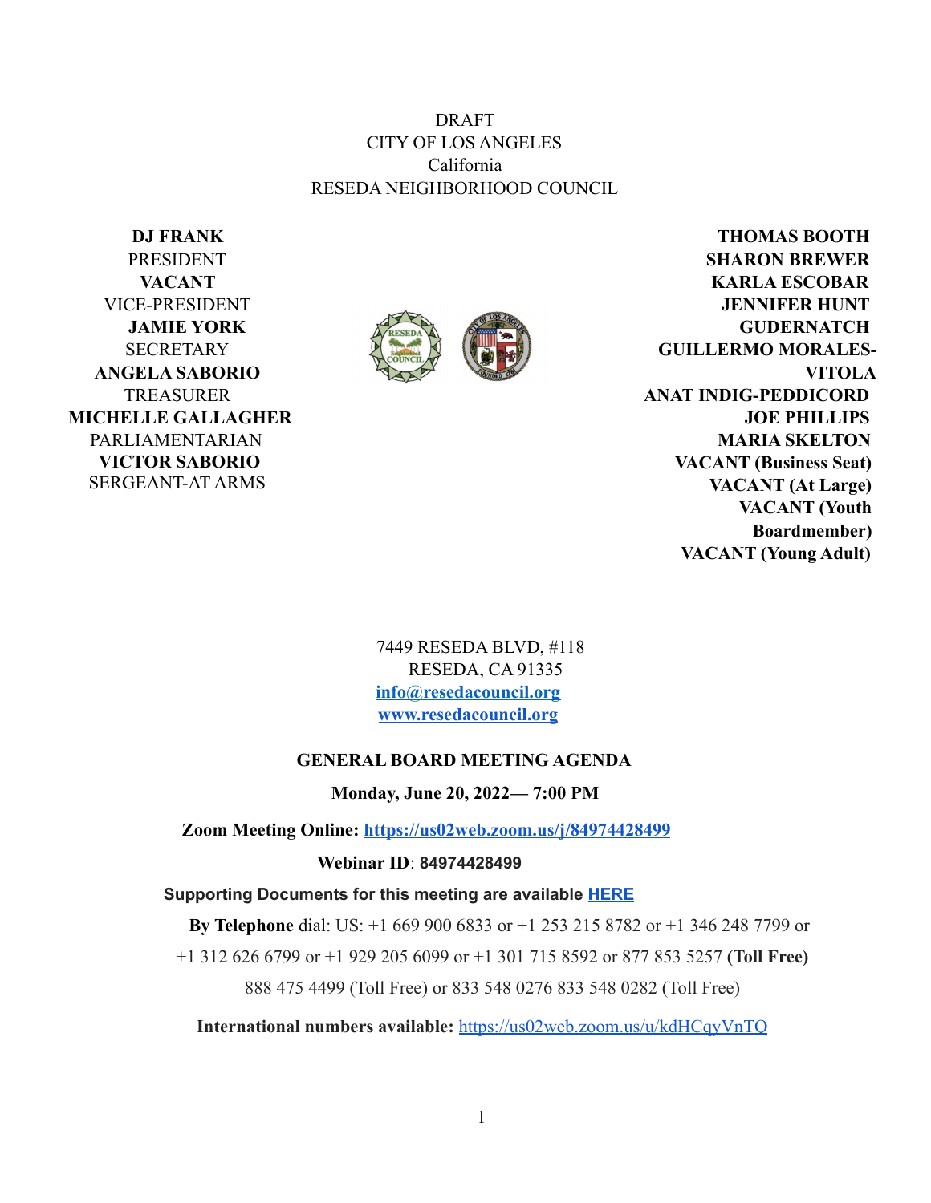DRAFT
CITY OF LOS ANGELES
California
RESEDA NEIGHBORHOOD COUNCIL

**DJ FRANK**
PRESIDENT
**VACANT**
VICE-PRESIDENT
**JAMIE YORK**
SECRETARY
**ANGELA SABORIO**
TREASURER
**MICHELLE GALLAGHER**
PARLIAMENTARIAN
**VICTOR SABORIO**
SERGEANT-AT ARMS

**THOMAS BOOTH**
**SHARON BREWER**
**KARLA ESCOBAR**
**JENNIFER HUNT**
**GUDERNATCH**
**GUILLERMO MORALES-VITOLA**
**ANAT INDIG-PEDDICORD**
**JOE PHILLIPS**
**MARIA SKELTON**
**VACANT (Business Seat)**
**VACANT (At Large)**
**VACANT (Youth Boardmember)**
**VACANT (Young Adult)**

7449 RESEDA BLVD, #118
RESEDA, CA 91335
[info@resedacouncil.org](mailto:info@resedacouncil.org)
[www.resedacouncil.org](http://www.resedacouncil.org)

**GENERAL BOARD MEETING AGENDA**

**Monday, June 20, 2022— 7:00 PM**

**Zoom Meeting Online: https://us02web.zoom.us/j/84974428499**

**Webinar ID**: **84974428499**

**Supporting Documents for this meeting are available HERE**

**By Telephone** dial: US: +1 669 900 6833 or +1 253 215 8782 or +1 346 248 7799 or +1 312 626 6799 or +1 929 205 6099 or +1 301 715 8592 or 877 853 5257 **(Toll Free)** 888 475 4499 (Toll Free) or 833 548 0276 833 548 0282 (Toll Free)

**International numbers available:** https://us02web.zoom.us/u/kdHCqyVnTQ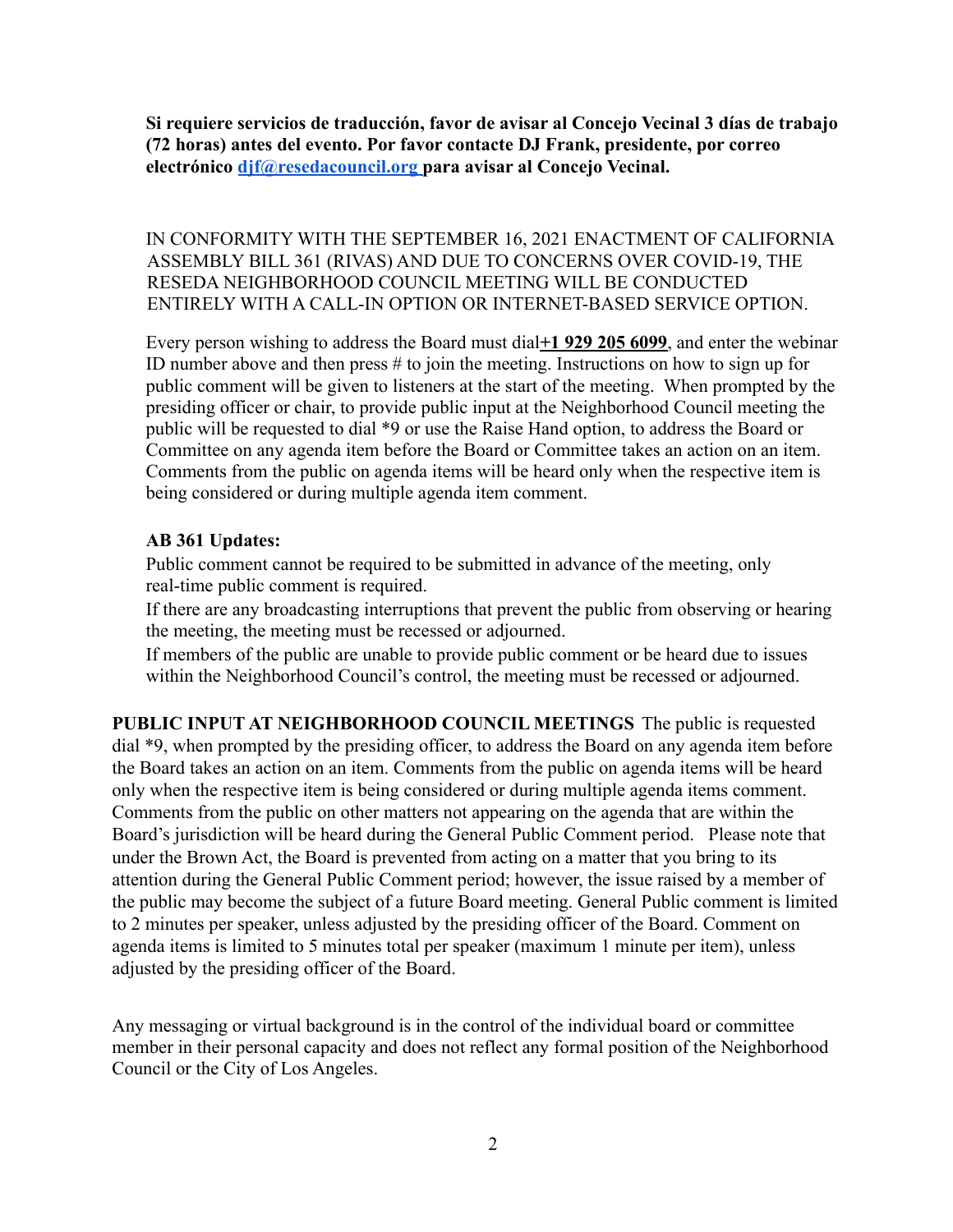**Si requiere servicios de traducción, favor de avisar al Concejo Vecinal 3 días de trabajo (72 horas) antes del evento. Por favor contacte DJ Frank, presidente, por correo electrónico djf@resedacouncil.org para avisar al Concejo Vecinal.**

IN CONFORMITY WITH THE SEPTEMBER 16, 2021 ENACTMENT OF CALIFORNIA ASSEMBLY BILL 361 (RIVAS) AND DUE TO CONCERNS OVER COVID-19, THE RESEDA NEIGHBORHOOD COUNCIL MEETING WILL BE CONDUCTED ENTIRELY WITH A CALL-IN OPTION OR INTERNET-BASED SERVICE OPTION.

Every person wishing to address the Board must dial **+1 929 205 6099**, and enter the webinar ID number above and then press # to join the meeting. Instructions on how to sign up for public comment will be given to listeners at the start of the meeting. When prompted by the presiding officer or chair, to provide public input at the Neighborhood Council meeting the public will be requested to dial *9 or use the Raise Hand option, to address the Board or Committee on any agenda item before the Board or Committee takes an action on an item. Comments from the public on agenda items will be heard only when the respective item is being considered or during multiple agenda item comment.

**AB 361 Updates:**

Public comment cannot be required to be submitted in advance of the meeting, only real-time public comment is required.

If there are any broadcasting interruptions that prevent the public from observing or hearing the meeting, the meeting must be recessed or adjourned.

If members of the public are unable to provide public comment or be heard due to issues within the Neighborhood Council's control, the meeting must be recessed or adjourned.

**PUBLIC INPUT AT NEIGHBORHOOD COUNCIL MEETINGS** The public is requested dial *9, when prompted by the presiding officer, to address the Board on any agenda item before the Board takes an action on an item. Comments from the public on agenda items will be heard only when the respective item is being considered or during multiple agenda items comment. Comments from the public on other matters not appearing on the agenda that are within the Board's jurisdiction will be heard during the General Public Comment period. Please note that under the Brown Act, the Board is prevented from acting on a matter that you bring to its attention during the General Public Comment period; however, the issue raised by a member of the public may become the subject of a future Board meeting. General Public comment is limited to 2 minutes per speaker, unless adjusted by the presiding officer of the Board. Comment on agenda items is limited to 5 minutes total per speaker (maximum 1 minute per item), unless adjusted by the presiding officer of the Board.

Any messaging or virtual background is in the control of the individual board or committee member in their personal capacity and does not reflect any formal position of the Neighborhood Council or the City of Los Angeles.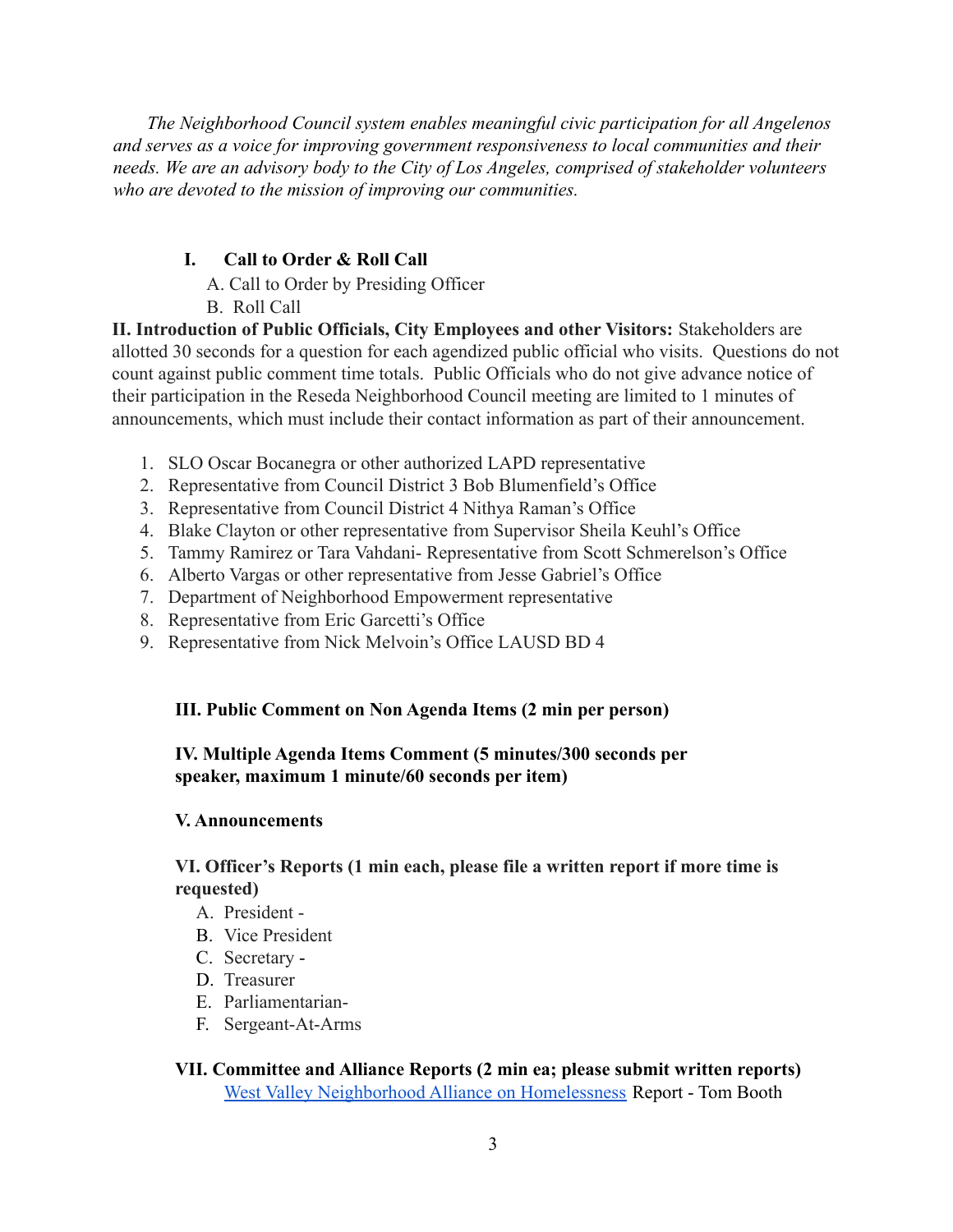*The Neighborhood Council system enables meaningful civic participation for all Angelenos and serves as a voice for improving government responsiveness to local communities and their needs. We are an advisory body to the City of Los Angeles, comprised of stakeholder volunteers who are devoted to the mission of improving our communities.*

**I. Call to Order & Roll Call**

A. Call to Order by Presiding Officer

B. Roll Call

**II. Introduction of Public Officials, City Employees and other Visitors:** Stakeholders are allotted 30 seconds for a question for each agendized public official who visits. Questions do not count against public comment time totals. Public Officials who do not give advance notice of their participation in the Reseda Neighborhood Council meeting are limited to 1 minutes of announcements, which must include their contact information as part of their announcement.

1. SLO Oscar Bocanegra or other authorized LAPD representative
2. Representative from Council District 3 Bob Blumenfield's Office
3. Representative from Council District 4 Nithya Raman's Office
4. Blake Clayton or other representative from Supervisor Sheila Keuhl's Office
5. Tammy Ramirez or Tara Vahdani- Representative from Scott Schmerelson's Office
6. Alberto Vargas or other representative from Jesse Gabriel's Office
7. Department of Neighborhood Empowerment representative
8. Representative from Eric Garcetti's Office
9. Representative from Nick Melvoin's Office LAUSD BD 4

**III. Public Comment on Non Agenda Items (2 min per person)**

**IV. Multiple Agenda Items Comment (5 minutes/300 seconds per speaker, maximum 1 minute/60 seconds per item)**

**V. Announcements**

**VI. Officer's Reports (1 min each, please file a written report if more time is requested)**

A. President -

B. Vice President

C. Secretary -

D. Treasurer

E. Parliamentarian-

F. Sergeant-At-Arms

**VII. Committee and Alliance Reports (2 min ea; please submit written reports)**

West Valley Neighborhood Alliance on Homelessness Report - Tom Booth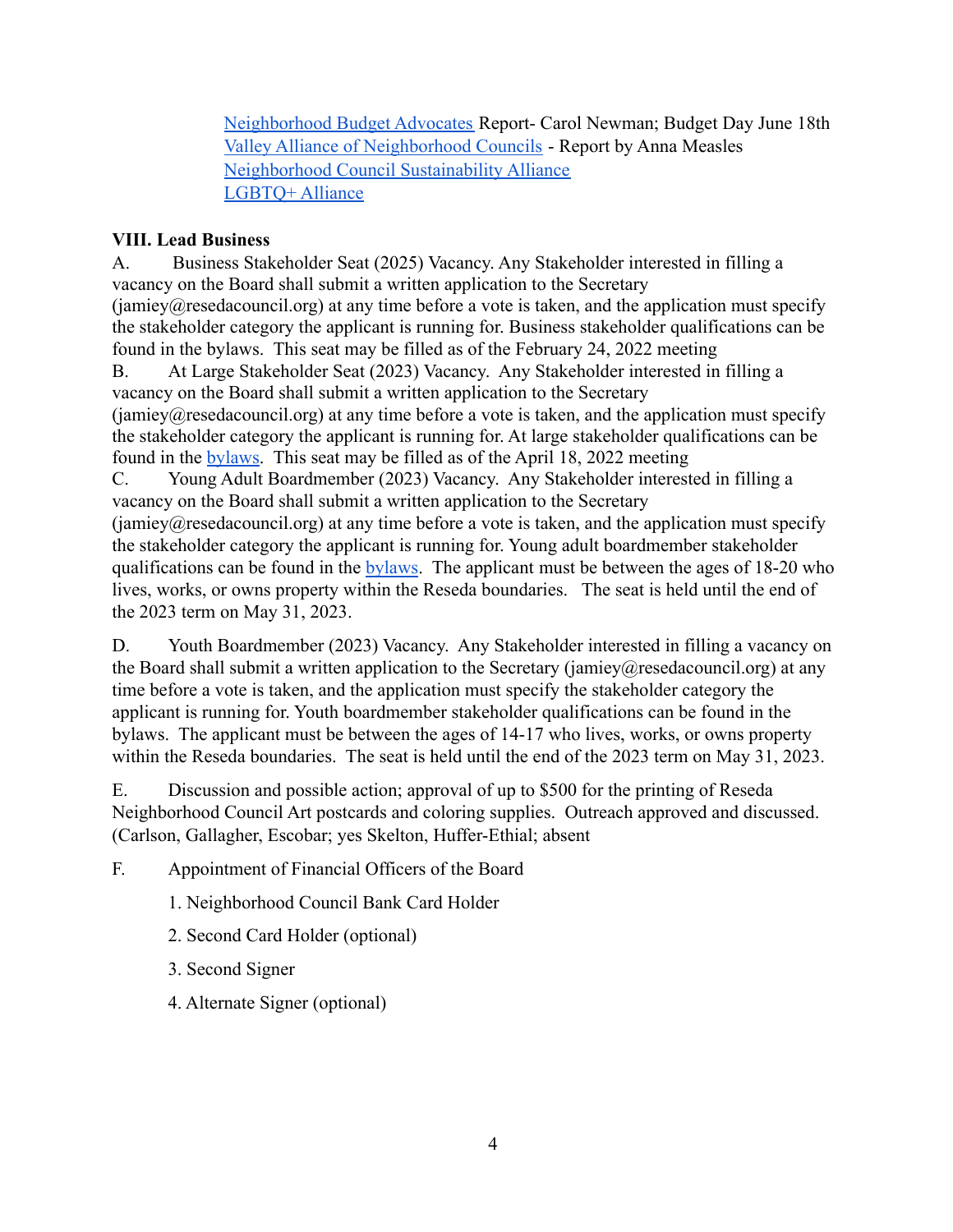Neighborhood Budget Advocates Report- Carol Newman; Budget Day June 18th
Valley Alliance of Neighborhood Councils - Report by Anna Measles
Neighborhood Council Sustainability Alliance
LGBTQ+ Alliance

**VIII. Lead Business**

A. Business Stakeholder Seat (2025) Vacancy. Any Stakeholder interested in filling a vacancy on the Board shall submit a written application to the Secretary (jamiey@resedacouncil.org) at any time before a vote is taken, and the application must specify the stakeholder category the applicant is running for. Business stakeholder qualifications can be found in the bylaws. This seat may be filled as of the February 24, 2022 meeting

B. At Large Stakeholder Seat (2023) Vacancy. Any Stakeholder interested in filling a vacancy on the Board shall submit a written application to the Secretary (jamiey@resedacouncil.org) at any time before a vote is taken, and the application must specify the stakeholder category the applicant is running for. At large stakeholder qualifications can be found in the bylaws. This seat may be filled as of the April 18, 2022 meeting

C. Young Adult Boardmember (2023) Vacancy. Any Stakeholder interested in filling a vacancy on the Board shall submit a written application to the Secretary (jamiey@resedacouncil.org) at any time before a vote is taken, and the application must specify the stakeholder category the applicant is running for. Young adult boardmember stakeholder qualifications can be found in the bylaws. The applicant must be between the ages of 18-20 who lives, works, or owns property within the Reseda boundaries. The seat is held until the end of the 2023 term on May 31, 2023.

D. Youth Boardmember (2023) Vacancy. Any Stakeholder interested in filling a vacancy on the Board shall submit a written application to the Secretary (jamiey@resedacouncil.org) at any time before a vote is taken, and the application must specify the stakeholder category the applicant is running for. Youth boardmember stakeholder qualifications can be found in the bylaws. The applicant must be between the ages of 14-17 who lives, works, or owns property within the Reseda boundaries. The seat is held until the end of the 2023 term on May 31, 2023.

E. Discussion and possible action; approval of up to $500 for the printing of Reseda Neighborhood Council Art postcards and coloring supplies. Outreach approved and discussed. (Carlson, Gallagher, Escobar; yes Skelton, Huffer-Ethial; absent

F. Appointment of Financial Officers of the Board

1. Neighborhood Council Bank Card Holder
2. Second Card Holder (optional)
3. Second Signer
4. Alternate Signer (optional)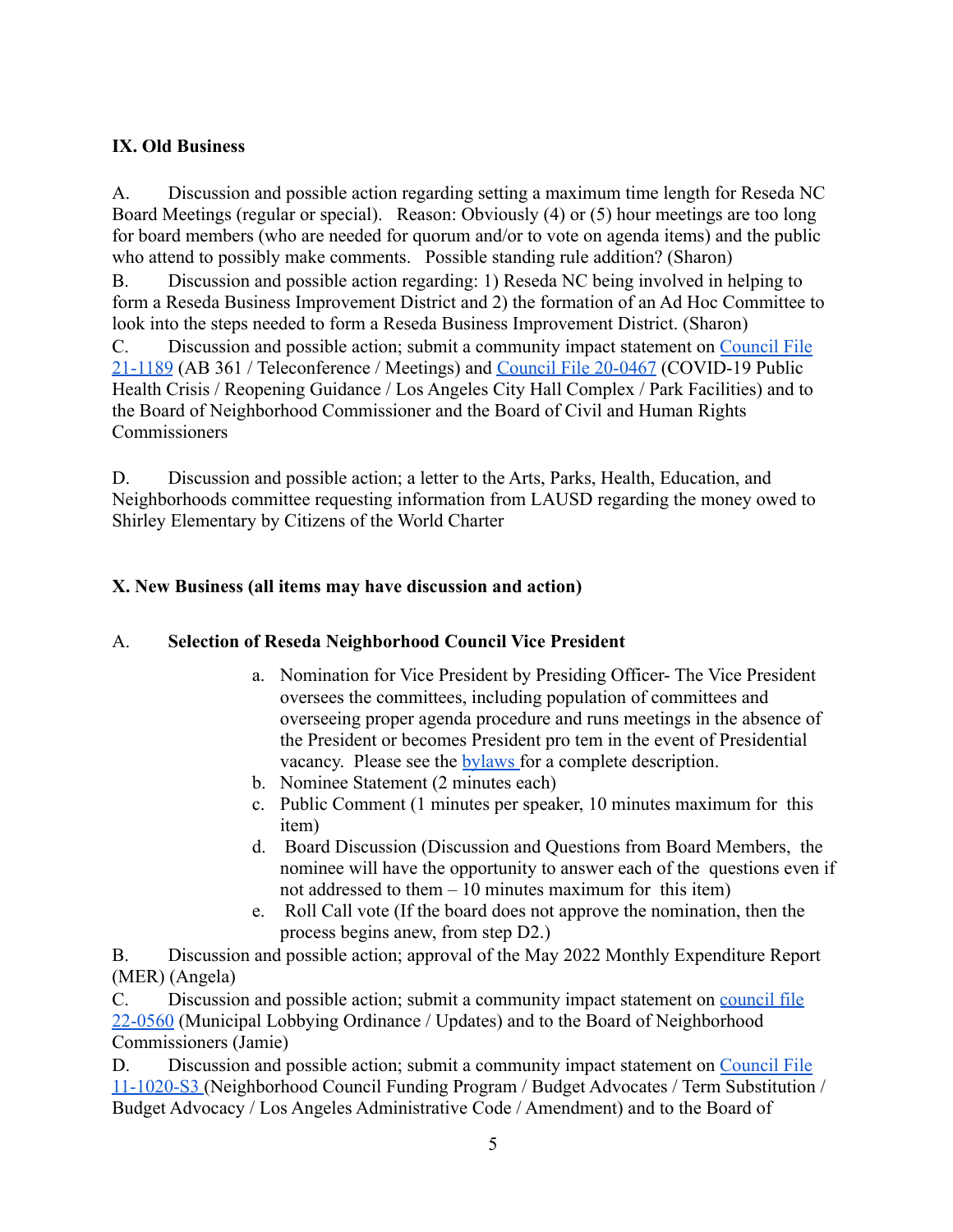**IX. Old Business**

A. Discussion and possible action regarding setting a maximum time length for Reseda NC Board Meetings (regular or special). Reason: Obviously (4) or (5) hour meetings are too long for board members (who are needed for quorum and/or to vote on agenda items) and the public who attend to possibly make comments. Possible standing rule addition? (Sharon)

B. Discussion and possible action regarding: 1) Reseda NC being involved in helping to form a Reseda Business Improvement District and 2) the formation of an Ad Hoc Committee to look into the steps needed to form a Reseda Business Improvement District. (Sharon)

C. Discussion and possible action; submit a community impact statement on Council File 21-1189 (AB 361 / Teleconference / Meetings) and Council File 20-0467 (COVID-19 Public Health Crisis / Reopening Guidance / Los Angeles City Hall Complex / Park Facilities) and to the Board of Neighborhood Commissioner and the Board of Civil and Human Rights Commissioners

D. Discussion and possible action; a letter to the Arts, Parks, Health, Education, and Neighborhoods committee requesting information from LAUSD regarding the money owed to Shirley Elementary by Citizens of the World Charter

**X. New Business (all items may have discussion and action)**

A. **Selection of Reseda Neighborhood Council Vice President**

a. Nomination for Vice President by Presiding Officer- The Vice President oversees the committees, including population of committees and overseeing proper agenda procedure and runs meetings in the absence of the President or becomes President pro tem in the event of Presidential vacancy. Please see the bylaws for a complete description.
b. Nominee Statement (2 minutes each)
c. Public Comment (1 minutes per speaker, 10 minutes maximum for this item)
d. Board Discussion (Discussion and Questions from Board Members, the nominee will have the opportunity to answer each of the questions even if not addressed to them – 10 minutes maximum for this item)
e. Roll Call vote (If the board does not approve the nomination, then the process begins anew, from step D2.)

B. Discussion and possible action; approval of the May 2022 Monthly Expenditure Report (MER) (Angela)

C. Discussion and possible action; submit a community impact statement on council file 22-0560 (Municipal Lobbying Ordinance / Updates) and to the Board of Neighborhood Commissioners (Jamie)

D. Discussion and possible action; submit a community impact statement on Council File 11-1020-S3 (Neighborhood Council Funding Program / Budget Advocates / Term Substitution / Budget Advocacy / Los Angeles Administrative Code / Amendment) and to the Board of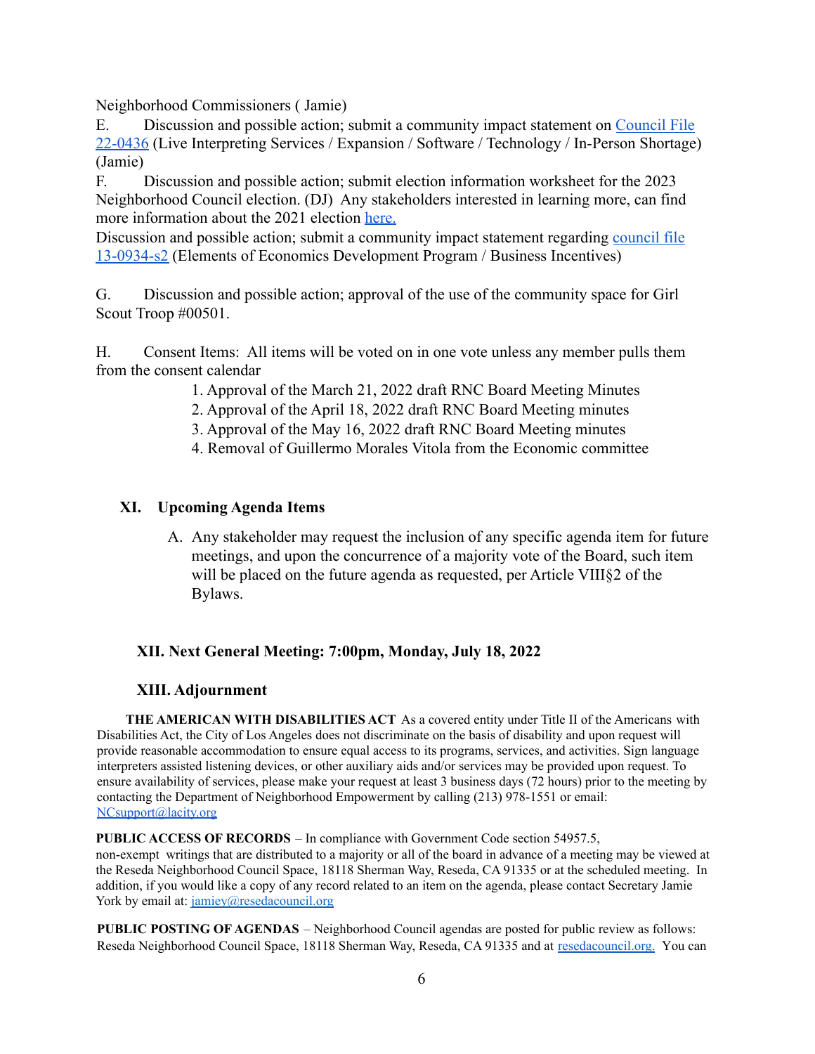Neighborhood Commissioners ( Jamie)

E. Discussion and possible action; submit a community impact statement on [Council File 22-0436](#) (Live Interpreting Services / Expansion / Software / Technology / In-Person Shortage) (Jamie)

F. Discussion and possible action; submit election information worksheet for the 2023 Neighborhood Council election. (DJ) Any stakeholders interested in learning more, can find more information about the 2021 election [here.](#)

Discussion and possible action; submit a community impact statement regarding [council file 13-0934-s2](#) (Elements of Economics Development Program / Business Incentives)

G. Discussion and possible action; approval of the use of the community space for Girl Scout Troop #00501.

H. Consent Items: All items will be voted on in one vote unless any member pulls them from the consent calendar

1. Approval of the March 21, 2022 draft RNC Board Meeting Minutes
2. Approval of the April 18, 2022 draft RNC Board Meeting minutes
3. Approval of the May 16, 2022 draft RNC Board Meeting minutes
4. Removal of Guillermo Morales Vitola from the Economic committee

## XI. Upcoming Agenda Items

A. Any stakeholder may request the inclusion of any specific agenda item for future meetings, and upon the concurrence of a majority vote of the Board, such item will be placed on the future agenda as requested, per Article VIII§2 of the Bylaws.

## XII. Next General Meeting: 7:00pm, Monday, July 18, 2022

## XIII. Adjournment

**THE AMERICAN WITH DISABILITIES ACT** As a covered entity under Title II of the Americans with Disabilities Act, the City of Los Angeles does not discriminate on the basis of disability and upon request will provide reasonable accommodation to ensure equal access to its programs, services, and activities. Sign language interpreters assisted listening devices, or other auxiliary aids and/or services may be provided upon request. To ensure availability of services, please make your request at least 3 business days (72 hours) prior to the meeting by contacting the Department of Neighborhood Empowerment by calling (213) 978-1551 or email: [NCsupport@lacity.org](mailto:NCsupport@lacity.org)

**PUBLIC ACCESS OF RECORDS** – In compliance with Government Code section 54957.5, non-exempt writings that are distributed to a majority or all of the board in advance of a meeting may be viewed at the Reseda Neighborhood Council Space, 18118 Sherman Way, Reseda, CA 91335 or at the scheduled meeting. In addition, if you would like a copy of any record related to an item on the agenda, please contact Secretary Jamie York by email at: [jamiey@resedacouncil.org](mailto:jamiey@resedacouncil.org)

**PUBLIC POSTING OF AGENDAS** – Neighborhood Council agendas are posted for public review as follows: Reseda Neighborhood Council Space, 18118 Sherman Way, Reseda, CA 91335 and at [resedacouncil.org.](#) You can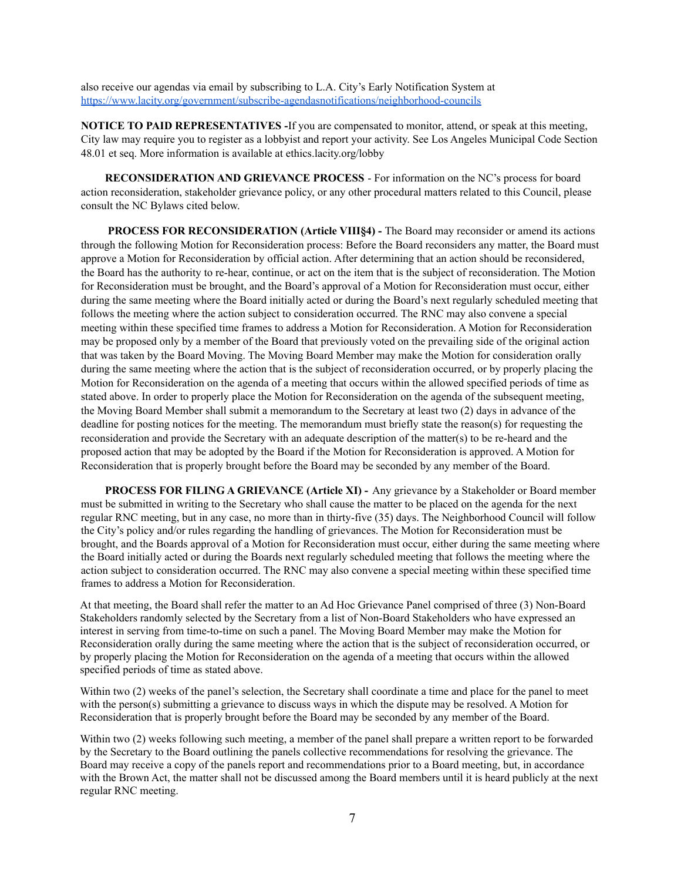also receive our agendas via email by subscribing to L.A. City's Early Notification System at [https://www.lacity.org/government/subscribe-agendasnotifications/neighborhood-councils](https://www.lacity.org/government/subscribe-agendasnotifications/neighborhood-councils)

**NOTICE TO PAID REPRESENTATIVES -**If you are compensated to monitor, attend, or speak at this meeting, City law may require you to register as a lobbyist and report your activity. See Los Angeles Municipal Code Section 48.01 et seq. More information is available at ethics.lacity.org/lobby

**RECONSIDERATION AND GRIEVANCE PROCESS** - For information on the NC's process for board action reconsideration, stakeholder grievance policy, or any other procedural matters related to this Council, please consult the NC Bylaws cited below.

**PROCESS FOR RECONSIDERATION (Article VIII§4) -** The Board may reconsider or amend its actions through the following Motion for Reconsideration process: Before the Board reconsiders any matter, the Board must approve a Motion for Reconsideration by official action. After determining that an action should be reconsidered, the Board has the authority to re-hear, continue, or act on the item that is the subject of reconsideration. The Motion for Reconsideration must be brought, and the Board's approval of a Motion for Reconsideration must occur, either during the same meeting where the Board initially acted or during the Board's next regularly scheduled meeting that follows the meeting where the action subject to consideration occurred. The RNC may also convene a special meeting within these specified time frames to address a Motion for Reconsideration. A Motion for Reconsideration may be proposed only by a member of the Board that previously voted on the prevailing side of the original action that was taken by the Board Moving. The Moving Board Member may make the Motion for consideration orally during the same meeting where the action that is the subject of reconsideration occurred, or by properly placing the Motion for Reconsideration on the agenda of a meeting that occurs within the allowed specified periods of time as stated above. In order to properly place the Motion for Reconsideration on the agenda of the subsequent meeting, the Moving Board Member shall submit a memorandum to the Secretary at least two (2) days in advance of the deadline for posting notices for the meeting. The memorandum must briefly state the reason(s) for requesting the reconsideration and provide the Secretary with an adequate description of the matter(s) to be re-heard and the proposed action that may be adopted by the Board if the Motion for Reconsideration is approved. A Motion for Reconsideration that is properly brought before the Board may be seconded by any member of the Board.

**PROCESS FOR FILING A GRIEVANCE (Article XI) -** Any grievance by a Stakeholder or Board member must be submitted in writing to the Secretary who shall cause the matter to be placed on the agenda for the next regular RNC meeting, but in any case, no more than in thirty-five (35) days. The Neighborhood Council will follow the City's policy and/or rules regarding the handling of grievances. The Motion for Reconsideration must be brought, and the Boards approval of a Motion for Reconsideration must occur, either during the same meeting where the Board initially acted or during the Boards next regularly scheduled meeting that follows the meeting where the action subject to consideration occurred. The RNC may also convene a special meeting within these specified time frames to address a Motion for Reconsideration.

At that meeting, the Board shall refer the matter to an Ad Hoc Grievance Panel comprised of three (3) Non-Board Stakeholders randomly selected by the Secretary from a list of Non-Board Stakeholders who have expressed an interest in serving from time-to-time on such a panel. The Moving Board Member may make the Motion for Reconsideration orally during the same meeting where the action that is the subject of reconsideration occurred, or by properly placing the Motion for Reconsideration on the agenda of a meeting that occurs within the allowed specified periods of time as stated above.

Within two (2) weeks of the panel's selection, the Secretary shall coordinate a time and place for the panel to meet with the person(s) submitting a grievance to discuss ways in which the dispute may be resolved. A Motion for Reconsideration that is properly brought before the Board may be seconded by any member of the Board.

Within two (2) weeks following such meeting, a member of the panel shall prepare a written report to be forwarded by the Secretary to the Board outlining the panels collective recommendations for resolving the grievance. The Board may receive a copy of the panels report and recommendations prior to a Board meeting, but, in accordance with the Brown Act, the matter shall not be discussed among the Board members until it is heard publicly at the next regular RNC meeting.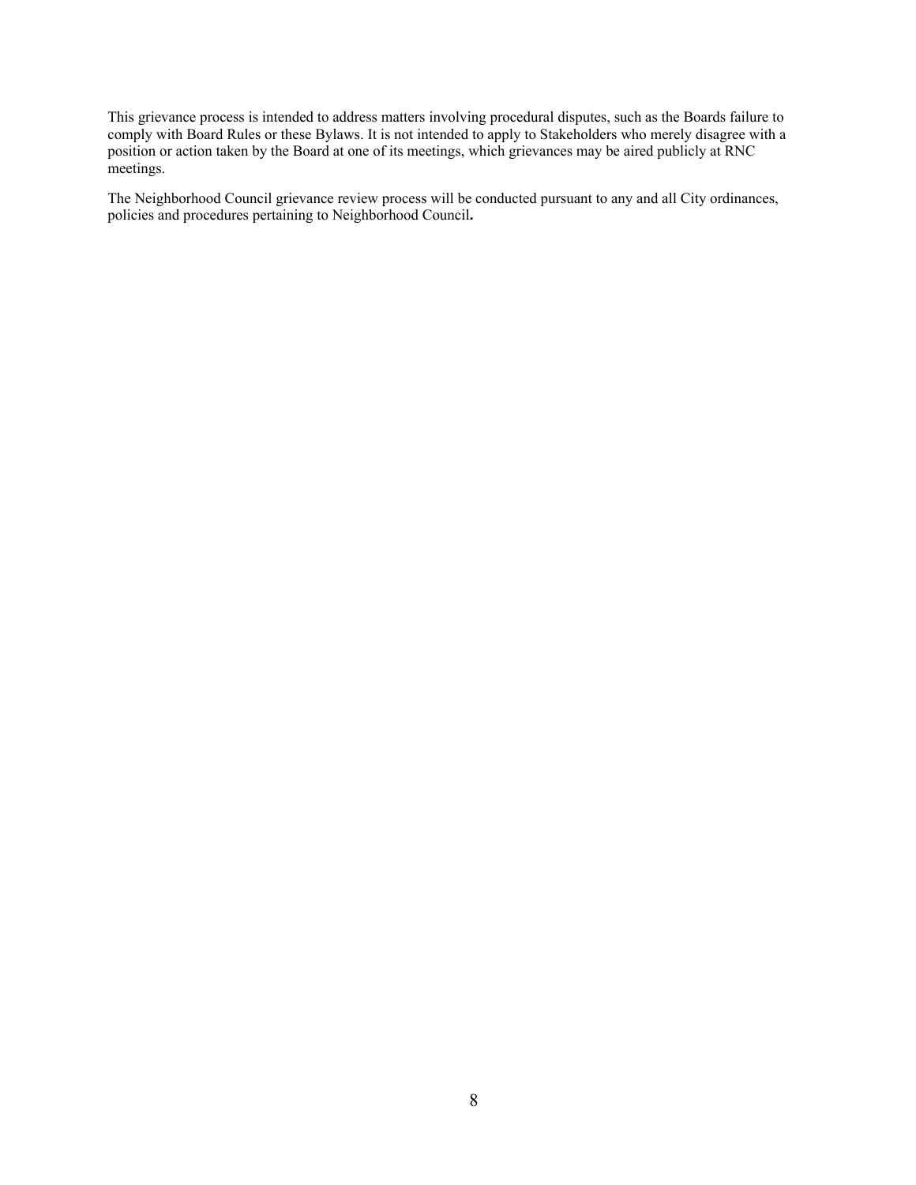This grievance process is intended to address matters involving procedural disputes, such as the Boards failure to comply with Board Rules or these Bylaws. It is not intended to apply to Stakeholders who merely disagree with a position or action taken by the Board at one of its meetings, which grievances may be aired publicly at RNC meetings.

The Neighborhood Council grievance review process will be conducted pursuant to any and all City ordinances, policies and procedures pertaining to Neighborhood Council**.**